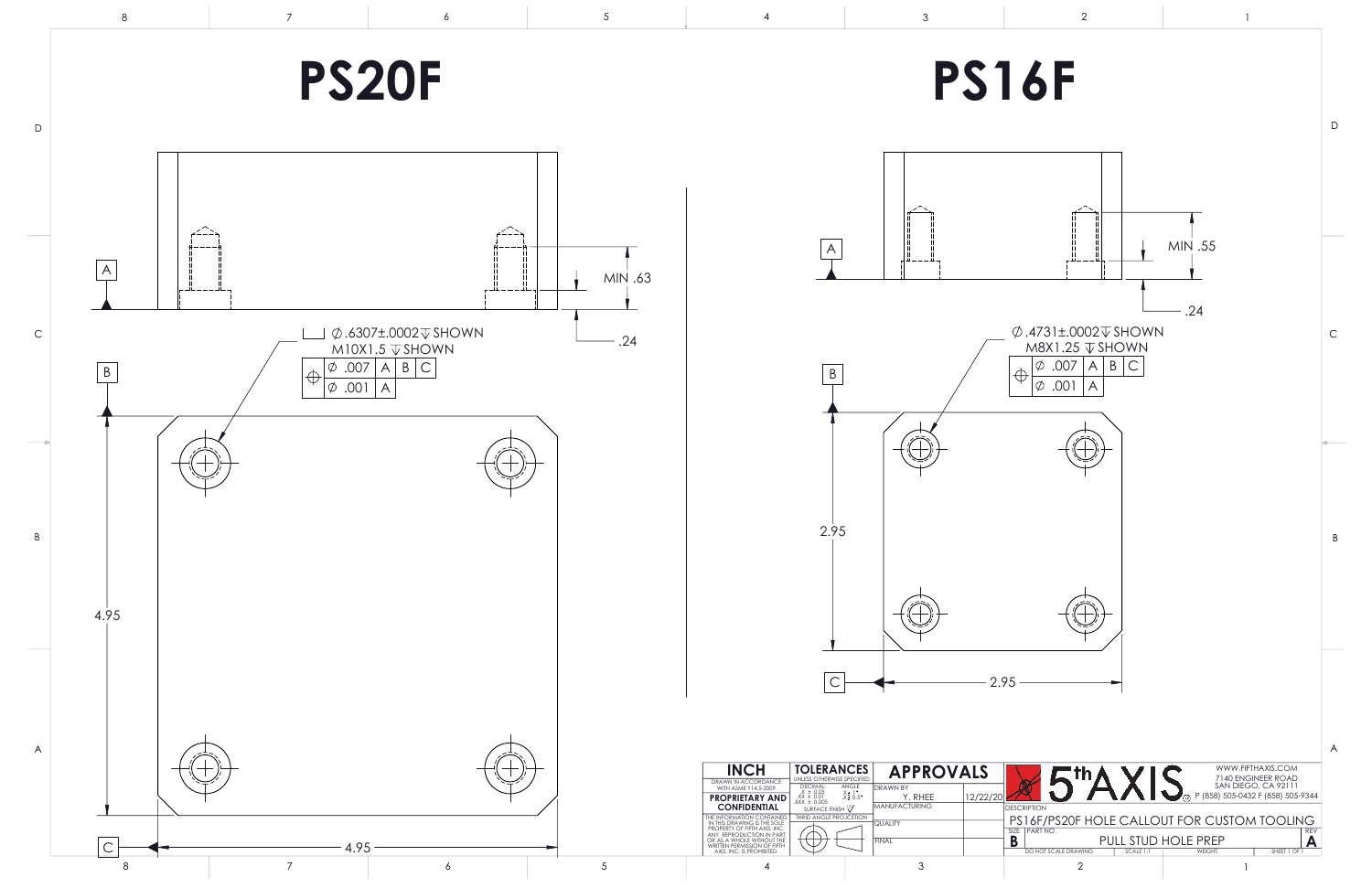# PS20F

A

MIN .63

.24

⌴ ∅.6307±.0002 ↧ SHOWN
M10X1.5 ↧ SHOWN

| ⌖ | ∅ .007 | A | B | C |
|---|---|---|---|---|
| | ∅ .001 | A | | |

B

4.95

C

4.95

# PS16F

A

MIN .55

.24

∅.4731±.0002 ↧ SHOWN
M8X1.25 ↧ SHOWN

| ⌖ | ∅ .007 | A | B | C |
|---|---|---|---|---|
| | ∅ .001 | A | | |

B

2.95

C

2.95

---

**INCH**
DRAWN IN ACCORDANCE WITH ASME Y14.5-2009

**PROPRIETARY AND CONFIDENTIAL**
THE INFORMATION CONTAINED IN THIS DRAWING IS THE SOLE PROPERTY OF FIFTH AXIS, INC. ANY REPRODUCTION IN PART OR AS A WHOLE WITHOUT THE WRITTEN PERMISSION OF FIFTH AXIS, INC. IS PROHIBITED.

**TOLERANCES**
UNLESS OTHERWISE SPECIFIED
DECIMAL: .X ± 0.05, .XX ± 0.01, .XXX ± 0.005
ANGLE: .X ± 1°, .XX ± 0.5°
SURFACE FINISH
THIRD ANGLE PROJECTION

**APPROVALS**
DRAWN BY: Y. RHEE — 12/22/20
MANUFACTURING
QUALITY
FINAL

**5th AXIS**
WWW.FIFTHAXIS.COM
7140 ENGINEER ROAD
SAN DIEGO, CA 92111
P (858) 505-0432 F (858) 505-9344

DESCRIPTION: PS16F/PS20F HOLE CALLOUT FOR CUSTOM TOOLING
SIZE: B
PART NO.: PULL STUD HOLE PREP
REV: A
DO NOT SCALE DRAWING — SCALE 1:1 — WEIGHT: — SHEET 1 OF 1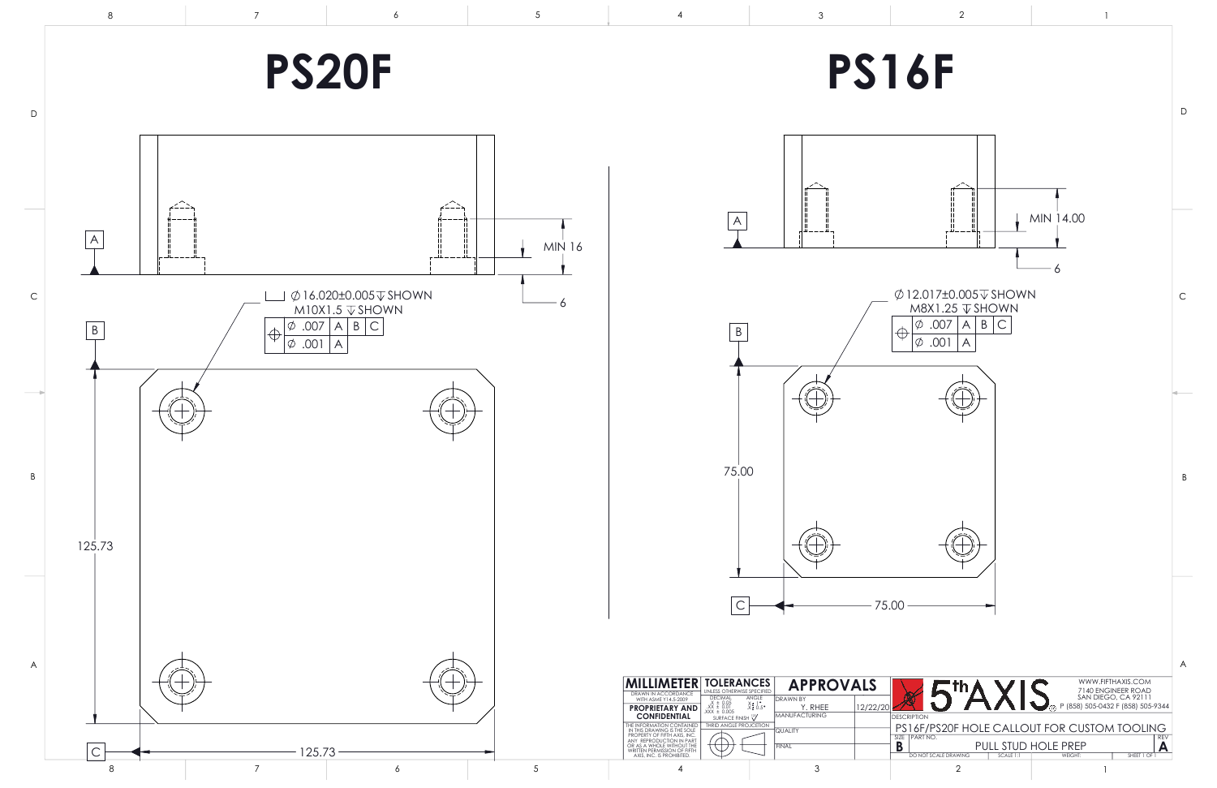# PS20F

A

MIN 16

6

⌴ ∅16.020±0.005 ↧ SHOWN
M10X1.5 ↧ SHOWN

| | | | | |
|---|---|---|---|---|
| ⌖ | ∅ .007 | A | B | C |
| | ∅ .001 | A | | |

B

125.73

C

125.73

# PS16F

A

MIN 14.00

6

∅12.017±0.005 ↧ SHOWN
M8X1.25 ↧ SHOWN

| | | | | |
|---|---|---|---|---|
| ⌖ | ∅ .007 | A | B | C |
| | ∅ .001 | A | | |

B

75.00

C

75.00

**MILLIMETER**
DRAWN IN ACCORDANCE WITH ASME Y14.5-2009

**PROPRIETARY AND CONFIDENTIAL**
THE INFORMATION CONTAINED IN THIS DRAWING IS THE SOLE PROPERTY OF FIFTH AXIS, INC. ANY REPRODUCTION IN PART OR AS A WHOLE WITHOUT THE WRITTEN PERMISSION OF FIFTH AXIS, INC. IS PROHIBITED.

**TOLERANCES**
UNLESS OTHERWISE SPECIFIED

DECIMAL: .X ± 0.05, .XX ± 0.01, .XXX ± 0.005
ANGLE: X ± 1°, .X ± 0.5°

SURFACE FINISH

THIRD ANGLE PROJECTION

**APPROVALS**

| | | |
|---|---|---|
| DRAWN BY | Y. RHEE | 12/22/20 |
| MANUFACTURING | | |
| QUALITY | | |
| FINAL | | |

5th AXIS

WWW.FIFTHAXIS.COM
7140 ENGINEER ROAD
SAN DIEGO, CA 92111
P (858) 505-0432 F (858) 505-9344

DESCRIPTION: PS16F/PS20F HOLE CALLOUT FOR CUSTOM TOOLING

SIZE: B | PART NO.: PULL STUD HOLE PREP | REV: A

DO NOT SCALE DRAWING | SCALE 1:1 | WEIGHT: | SHEET 1 OF 1